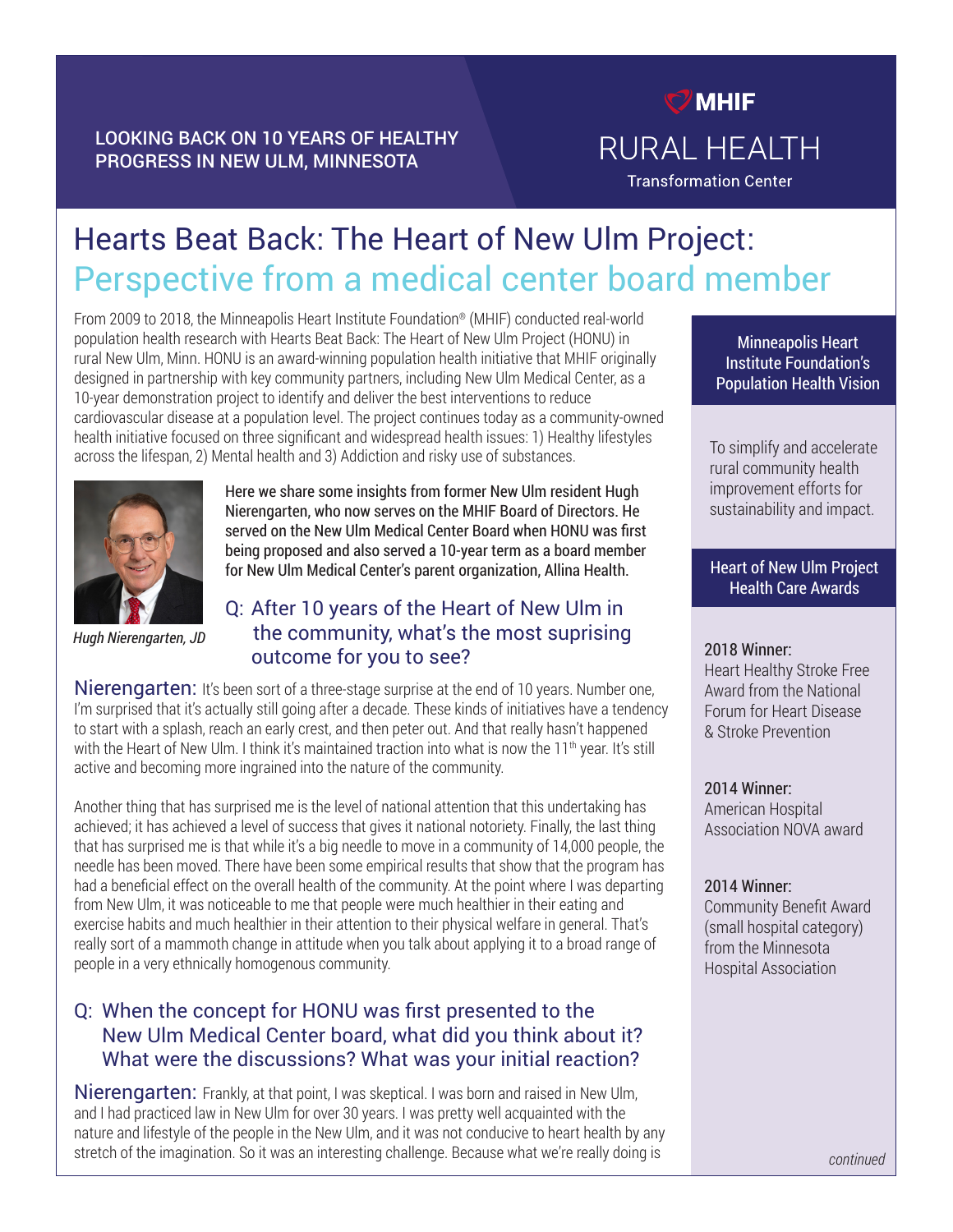LOOKING BACK ON 10 YEARS OF HEALTHY PROGRESS IN NEW ULM, MINNESOTA

MHIF RURAL HEALTH Transformation Center

# Hearts Beat Back: The Heart of New Ulm Project: Perspective from a medical center board member

From 2009 to 2018, the Minneapolis Heart Institute Foundation® (MHIF) conducted real-world population health research with Hearts Beat Back: The Heart of New Ulm Project (HONU) in rural New Ulm, Minn. HONU is an award-winning population health initiative that MHIF originally designed in partnership with key community partners, including New Ulm Medical Center, as a 10-year demonstration project to identify and deliver the best interventions to reduce cardiovascular disease at a population level. The project continues today as a community-owned health initiative focused on three significant and widespread health issues: 1) Healthy lifestyles across the lifespan, 2) Mental health and 3) Addiction and risky use of substances.

*Hugh Nierengarten, JD*

Here we share some insights from former New Ulm resident Hugh Nierengarten, who now serves on the MHIF Board of Directors. He served on the New Ulm Medical Center Board when HONU was first being proposed and also served a 10-year term as a board member for New Ulm Medical Center's parent organization, Allina Health.

## Q: After 10 years of the Heart of New Ulm in the community, what's the most suprising outcome for you to see?

**Nierengarten:** It's been sort of a three-stage surprise at the end of 10 years. Number one, I'm surprised that it's actually still going after a decade. These kinds of initiatives have a tendency to start with a splash, reach an early crest, and then peter out. And that really hasn't happened with the Heart of New Ulm. I think it's maintained traction into what is now the 11th year. It's still active and becoming more ingrained into the nature of the community.

Another thing that has surprised me is the level of national attention that this undertaking has achieved; it has achieved a level of success that gives it national notoriety. Finally, the last thing that has surprised me is that while it's a big needle to move in a community of 14,000 people, the needle has been moved. There have been some empirical results that show that the program has had a beneficial effect on the overall health of the community. At the point where I was departing from New Ulm, it was noticeable to me that people were much healthier in their eating and exercise habits and much healthier in their attention to their physical welfare in general. That's really sort of a mammoth change in attitude when you talk about applying it to a broad range of people in a very ethnically homogenous community.

## Q: When the concept for HONU was first presented to the New Ulm Medical Center board, what did you think about it? What were the discussions? What was your initial reaction?

**Nierengarten:** Frankly, at that point, I was skeptical. I was born and raised in New Ulm, and I had practiced law in New Ulm for over 30 years. I was pretty well acquainted with the nature and lifestyle of the people in the New Ulm, and it was not conducive to heart health by any stretch of the imagination. So it was an interesting challenge. Because what we're really doing is

---

### Minneapolis Heart Institute Foundation's Population Health Vision

To simplify and accelerate rural community health improvement efforts for sustainability and impact.

### Heart of New Ulm Project Health Care Awards

**2018 Winner:**
Heart Healthy Stroke Free Award from the National Forum for Heart Disease & Stroke Prevention

**2014 Winner:**
American Hospital Association NOVA award

**2014 Winner:**
Community Benefit Award (small hospital category) from the Minnesota Hospital Association

*continued*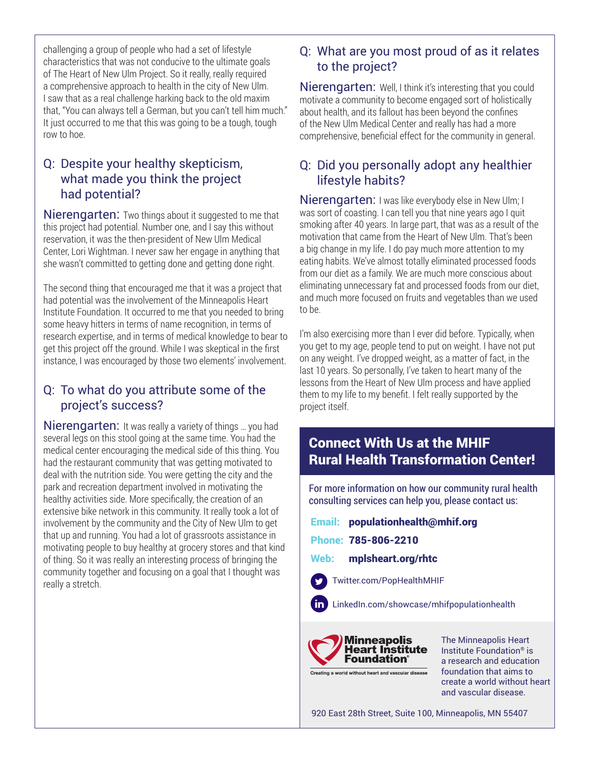challenging a group of people who had a set of lifestyle characteristics that was not conducive to the ultimate goals of The Heart of New Ulm Project. So it really, really required a comprehensive approach to health in the city of New Ulm. I saw that as a real challenge harking back to the old maxim that, "You can always tell a German, but you can't tell him much." It just occurred to me that this was going to be a tough, tough row to hoe.

## Q: Despite your healthy skepticism, what made you think the project had potential?

**Nierengarten:** Two things about it suggested to me that this project had potential. Number one, and I say this without reservation, it was the then-president of New Ulm Medical Center, Lori Wightman. I never saw her engage in anything that she wasn't committed to getting done and getting done right.

The second thing that encouraged me that it was a project that had potential was the involvement of the Minneapolis Heart Institute Foundation. It occurred to me that you needed to bring some heavy hitters in terms of name recognition, in terms of research expertise, and in terms of medical knowledge to bear to get this project off the ground. While I was skeptical in the first instance, I was encouraged by those two elements' involvement.

## Q: To what do you attribute some of the project's success?

**Nierengarten:** It was really a variety of things … you had several legs on this stool going at the same time. You had the medical center encouraging the medical side of this thing. You had the restaurant community that was getting motivated to deal with the nutrition side. You were getting the city and the park and recreation department involved in motivating the healthy activities side. More specifically, the creation of an extensive bike network in this community. It really took a lot of involvement by the community and the City of New Ulm to get that up and running. You had a lot of grassroots assistance in motivating people to buy healthy at grocery stores and that kind of thing. So it was really an interesting process of bringing the community together and focusing on a goal that I thought was really a stretch.

## Q: What are you most proud of as it relates to the project?

**Nierengarten:** Well, I think it's interesting that you could motivate a community to become engaged sort of holistically about health, and its fallout has been beyond the confines of the New Ulm Medical Center and really has had a more comprehensive, beneficial effect for the community in general.

## Q: Did you personally adopt any healthier lifestyle habits?

**Nierengarten:** I was like everybody else in New Ulm; I was sort of coasting. I can tell you that nine years ago I quit smoking after 40 years. In large part, that was as a result of the motivation that came from the Heart of New Ulm. That's been a big change in my life. I do pay much more attention to my eating habits. We've almost totally eliminated processed foods from our diet as a family. We are much more conscious about eliminating unnecessary fat and processed foods from our diet, and much more focused on fruits and vegetables than we used to be.

I'm also exercising more than I ever did before. Typically, when you get to my age, people tend to put on weight. I have not put on any weight. I've dropped weight, as a matter of fact, in the last 10 years. So personally, I've taken to heart many of the lessons from the Heart of New Ulm process and have applied them to my life to my benefit. I felt really supported by the project itself.

## Connect With Us at the MHIF Rural Health Transformation Center!

For more information on how our community rural health consulting services can help you, please contact us:

**Email:** **populationhealth@mhif.org**

**Phone:** **785-806-2210**

**Web:** **mplsheart.org/rhtc**

Twitter.com/PopHealthMHIF

LinkedIn.com/showcase/mhifpopulationhealth

Minneapolis Heart Institute Foundation®

Creating a world without heart and vascular disease

The Minneapolis Heart Institute Foundation® is a research and education foundation that aims to create a world without heart and vascular disease.

920 East 28th Street, Suite 100, Minneapolis, MN 55407